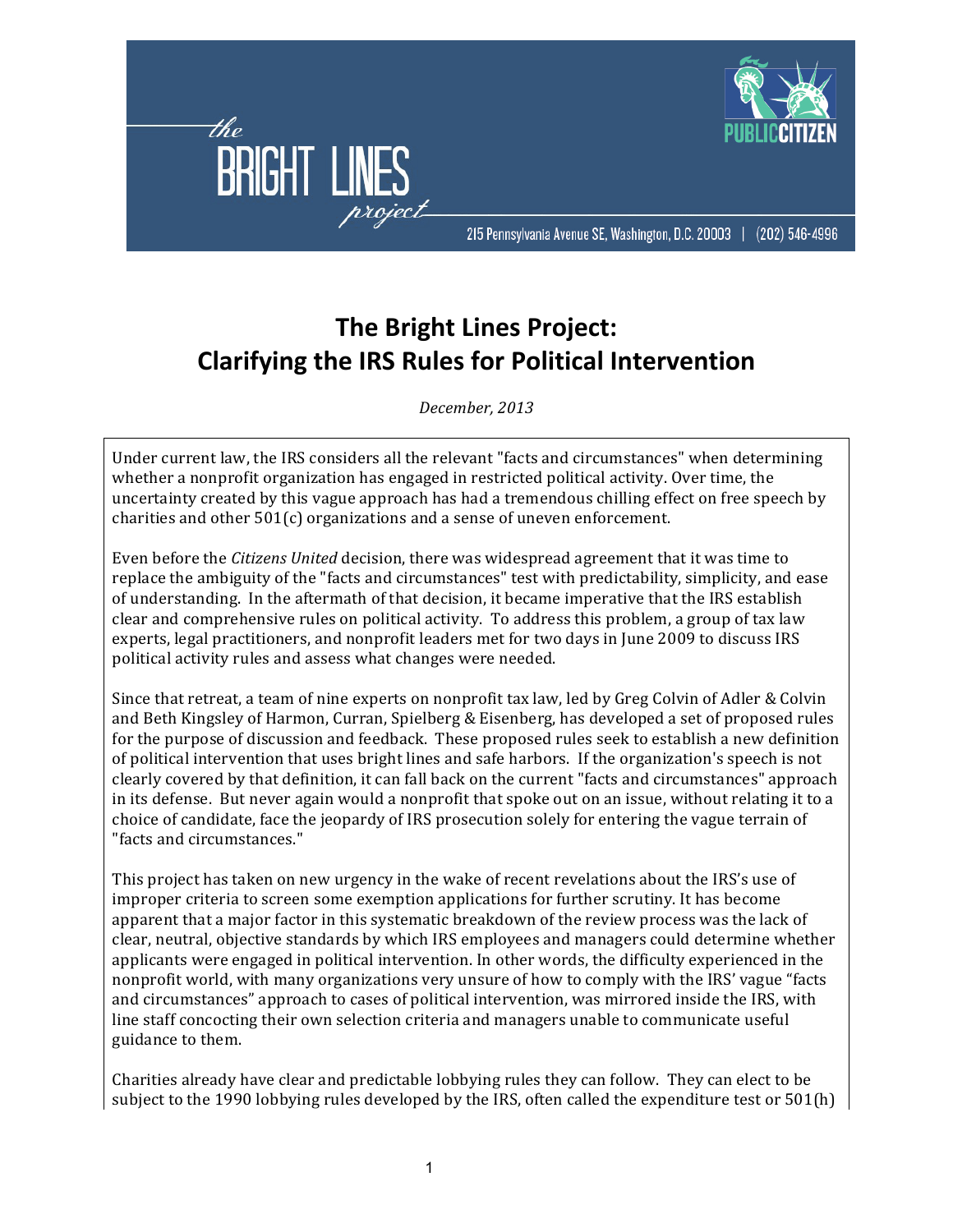the BRIGHT LINES project

PUBLIC CITIZEN

215 Pennsylvania Avenue SE, Washington, D.C. 20003 | (202) 546-4996

# The Bright Lines Project: Clarifying the IRS Rules for Political Intervention

*December, 2013*

Under current law, the IRS considers all the relevant "facts and circumstances" when determining whether a nonprofit organization has engaged in restricted political activity. Over time, the uncertainty created by this vague approach has had a tremendous chilling effect on free speech by charities and other 501(c) organizations and a sense of uneven enforcement.

Even before the *Citizens United* decision, there was widespread agreement that it was time to replace the ambiguity of the "facts and circumstances" test with predictability, simplicity, and ease of understanding. In the aftermath of that decision, it became imperative that the IRS establish clear and comprehensive rules on political activity. To address this problem, a group of tax law experts, legal practitioners, and nonprofit leaders met for two days in June 2009 to discuss IRS political activity rules and assess what changes were needed.

Since that retreat, a team of nine experts on nonprofit tax law, led by Greg Colvin of Adler & Colvin and Beth Kingsley of Harmon, Curran, Spielberg & Eisenberg, has developed a set of proposed rules for the purpose of discussion and feedback. These proposed rules seek to establish a new definition of political intervention that uses bright lines and safe harbors. If the organization's speech is not clearly covered by that definition, it can fall back on the current "facts and circumstances" approach in its defense. But never again would a nonprofit that spoke out on an issue, without relating it to a choice of candidate, face the jeopardy of IRS prosecution solely for entering the vague terrain of "facts and circumstances."

This project has taken on new urgency in the wake of recent revelations about the IRS's use of improper criteria to screen some exemption applications for further scrutiny. It has become apparent that a major factor in this systematic breakdown of the review process was the lack of clear, neutral, objective standards by which IRS employees and managers could determine whether applicants were engaged in political intervention. In other words, the difficulty experienced in the nonprofit world, with many organizations very unsure of how to comply with the IRS' vague "facts and circumstances" approach to cases of political intervention, was mirrored inside the IRS, with line staff concocting their own selection criteria and managers unable to communicate useful guidance to them.

Charities already have clear and predictable lobbying rules they can follow. They can elect to be subject to the 1990 lobbying rules developed by the IRS, often called the expenditure test or 501(h)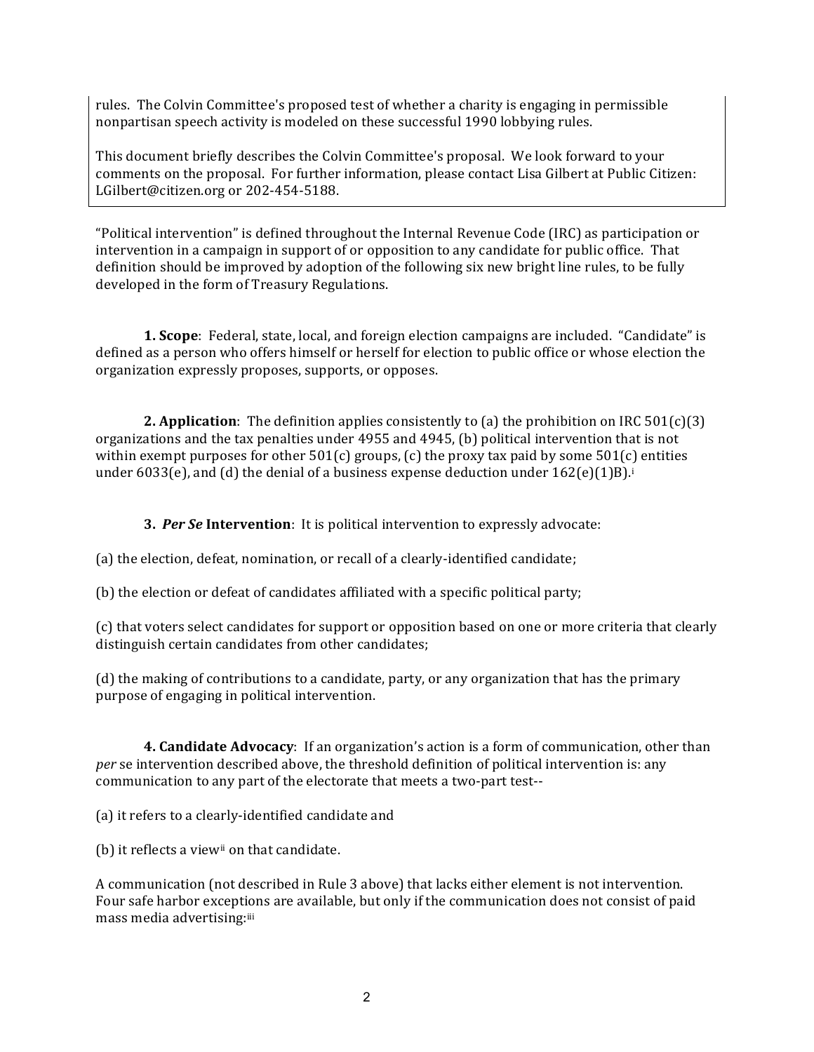rules. The Colvin Committee's proposed test of whether a charity is engaging in permissible nonpartisan speech activity is modeled on these successful 1990 lobbying rules.

This document briefly describes the Colvin Committee's proposal. We look forward to your comments on the proposal. For further information, please contact Lisa Gilbert at Public Citizen: LGilbert@citizen.org or 202-454-5188.

"Political intervention" is defined throughout the Internal Revenue Code (IRC) as participation or intervention in a campaign in support of or opposition to any candidate for public office. That definition should be improved by adoption of the following six new bright line rules, to be fully developed in the form of Treasury Regulations.

**1. Scope**: Federal, state, local, and foreign election campaigns are included. "Candidate" is defined as a person who offers himself or herself for election to public office or whose election the organization expressly proposes, supports, or opposes.

**2. Application**: The definition applies consistently to (a) the prohibition on IRC 501(c)(3) organizations and the tax penalties under 4955 and 4945, (b) political intervention that is not within exempt purposes for other 501(c) groups, (c) the proxy tax paid by some 501(c) entities under 6033(e), and (d) the denial of a business expense deduction under 162(e)(1)B).[i]

**3. *Per Se* Intervention**: It is political intervention to expressly advocate:

(a) the election, defeat, nomination, or recall of a clearly-identified candidate;

(b) the election or defeat of candidates affiliated with a specific political party;

(c) that voters select candidates for support or opposition based on one or more criteria that clearly distinguish certain candidates from other candidates;

(d) the making of contributions to a candidate, party, or any organization that has the primary purpose of engaging in political intervention.

**4. Candidate Advocacy**: If an organization's action is a form of communication, other than *per* se intervention described above, the threshold definition of political intervention is: any communication to any part of the electorate that meets a two-part test--

(a) it refers to a clearly-identified candidate and

(b) it reflects a view[ii] on that candidate.

A communication (not described in Rule 3 above) that lacks either element is not intervention. Four safe harbor exceptions are available, but only if the communication does not consist of paid mass media advertising:[iii]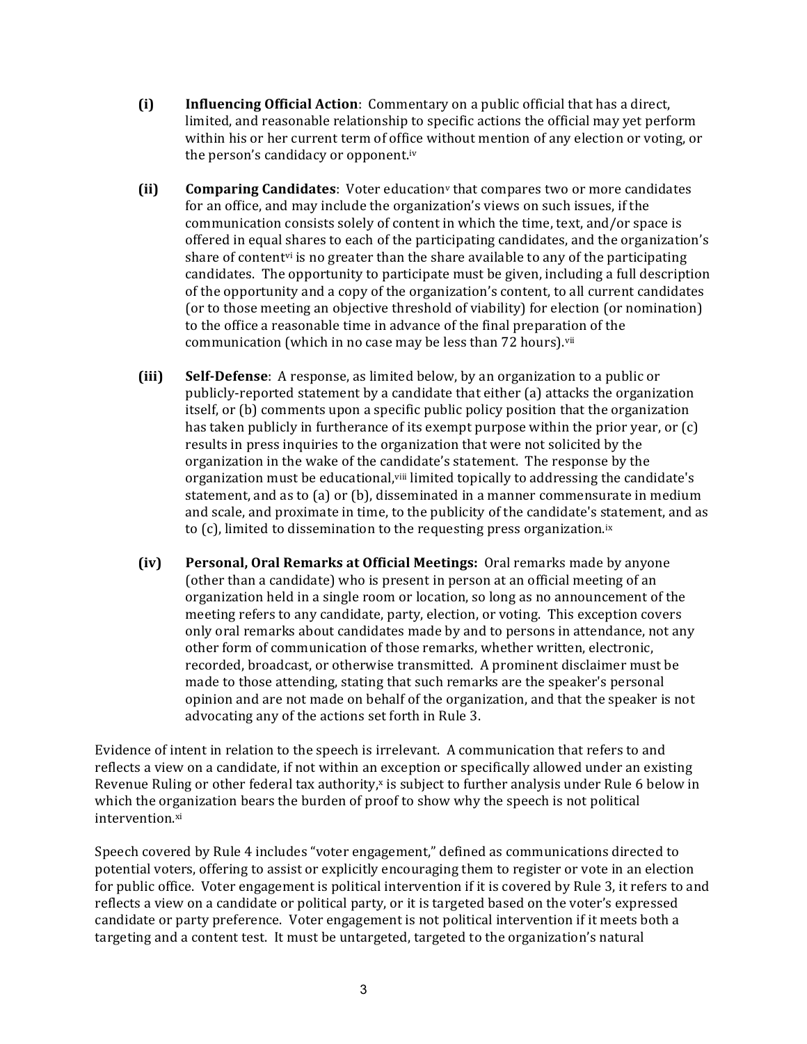**(i) Influencing Official Action**: Commentary on a public official that has a direct, limited, and reasonable relationship to specific actions the official may yet perform within his or her current term of office without mention of any election or voting, or the person's candidacy or opponent.[iv]

**(ii) Comparing Candidates**: Voter education[v] that compares two or more candidates for an office, and may include the organization's views on such issues, if the communication consists solely of content in which the time, text, and/or space is offered in equal shares to each of the participating candidates, and the organization's share of content[vi] is no greater than the share available to any of the participating candidates. The opportunity to participate must be given, including a full description of the opportunity and a copy of the organization's content, to all current candidates (or to those meeting an objective threshold of viability) for election (or nomination) to the office a reasonable time in advance of the final preparation of the communication (which in no case may be less than 72 hours).[vii]

**(iii) Self-Defense**: A response, as limited below, by an organization to a public or publicly-reported statement by a candidate that either (a) attacks the organization itself, or (b) comments upon a specific public policy position that the organization has taken publicly in furtherance of its exempt purpose within the prior year, or (c) results in press inquiries to the organization that were not solicited by the organization in the wake of the candidate's statement. The response by the organization must be educational,[viii] limited topically to addressing the candidate's statement, and as to (a) or (b), disseminated in a manner commensurate in medium and scale, and proximate in time, to the publicity of the candidate's statement, and as to (c), limited to dissemination to the requesting press organization.[ix]

**(iv) Personal, Oral Remarks at Official Meetings:** Oral remarks made by anyone (other than a candidate) who is present in person at an official meeting of an organization held in a single room or location, so long as no announcement of the meeting refers to any candidate, party, election, or voting. This exception covers only oral remarks about candidates made by and to persons in attendance, not any other form of communication of those remarks, whether written, electronic, recorded, broadcast, or otherwise transmitted. A prominent disclaimer must be made to those attending, stating that such remarks are the speaker's personal opinion and are not made on behalf of the organization, and that the speaker is not advocating any of the actions set forth in Rule 3.

Evidence of intent in relation to the speech is irrelevant. A communication that refers to and reflects a view on a candidate, if not within an exception or specifically allowed under an existing Revenue Ruling or other federal tax authority,[x] is subject to further analysis under Rule 6 below in which the organization bears the burden of proof to show why the speech is not political intervention.[xi]

Speech covered by Rule 4 includes "voter engagement," defined as communications directed to potential voters, offering to assist or explicitly encouraging them to register or vote in an election for public office. Voter engagement is political intervention if it is covered by Rule 3, it refers to and reflects a view on a candidate or political party, or it is targeted based on the voter's expressed candidate or party preference. Voter engagement is not political intervention if it meets both a targeting and a content test. It must be untargeted, targeted to the organization's natural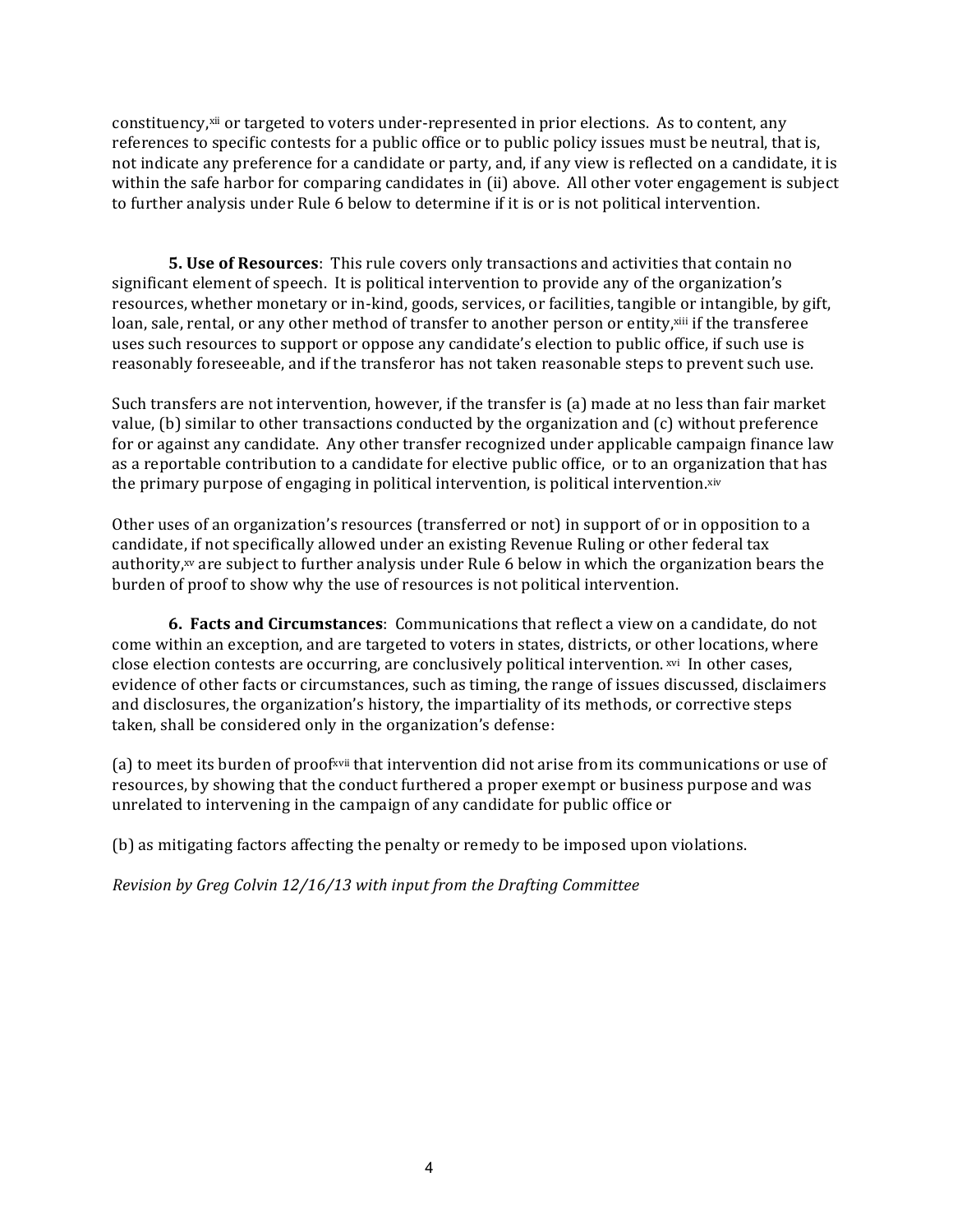constituency,[xii] or targeted to voters under-represented in prior elections. As to content, any references to specific contests for a public office or to public policy issues must be neutral, that is, not indicate any preference for a candidate or party, and, if any view is reflected on a candidate, it is within the safe harbor for comparing candidates in (ii) above. All other voter engagement is subject to further analysis under Rule 6 below to determine if it is or is not political intervention.

**5. Use of Resources**: This rule covers only transactions and activities that contain no significant element of speech. It is political intervention to provide any of the organization's resources, whether monetary or in-kind, goods, services, or facilities, tangible or intangible, by gift, loan, sale, rental, or any other method of transfer to another person or entity,[xiii] if the transferee uses such resources to support or oppose any candidate's election to public office, if such use is reasonably foreseeable, and if the transferor has not taken reasonable steps to prevent such use.

Such transfers are not intervention, however, if the transfer is (a) made at no less than fair market value, (b) similar to other transactions conducted by the organization and (c) without preference for or against any candidate. Any other transfer recognized under applicable campaign finance law as a reportable contribution to a candidate for elective public office, or to an organization that has the primary purpose of engaging in political intervention, is political intervention.[xiv]

Other uses of an organization's resources (transferred or not) in support of or in opposition to a candidate, if not specifically allowed under an existing Revenue Ruling or other federal tax authority,[xv] are subject to further analysis under Rule 6 below in which the organization bears the burden of proof to show why the use of resources is not political intervention.

**6. Facts and Circumstances**: Communications that reflect a view on a candidate, do not come within an exception, and are targeted to voters in states, districts, or other locations, where close election contests are occurring, are conclusively political intervention.[xvi] In other cases, evidence of other facts or circumstances, such as timing, the range of issues discussed, disclaimers and disclosures, the organization's history, the impartiality of its methods, or corrective steps taken, shall be considered only in the organization's defense:

(a) to meet its burden of proof[xvii] that intervention did not arise from its communications or use of resources, by showing that the conduct furthered a proper exempt or business purpose and was unrelated to intervening in the campaign of any candidate for public office or

(b) as mitigating factors affecting the penalty or remedy to be imposed upon violations.

*Revision by Greg Colvin 12/16/13 with input from the Drafting Committee*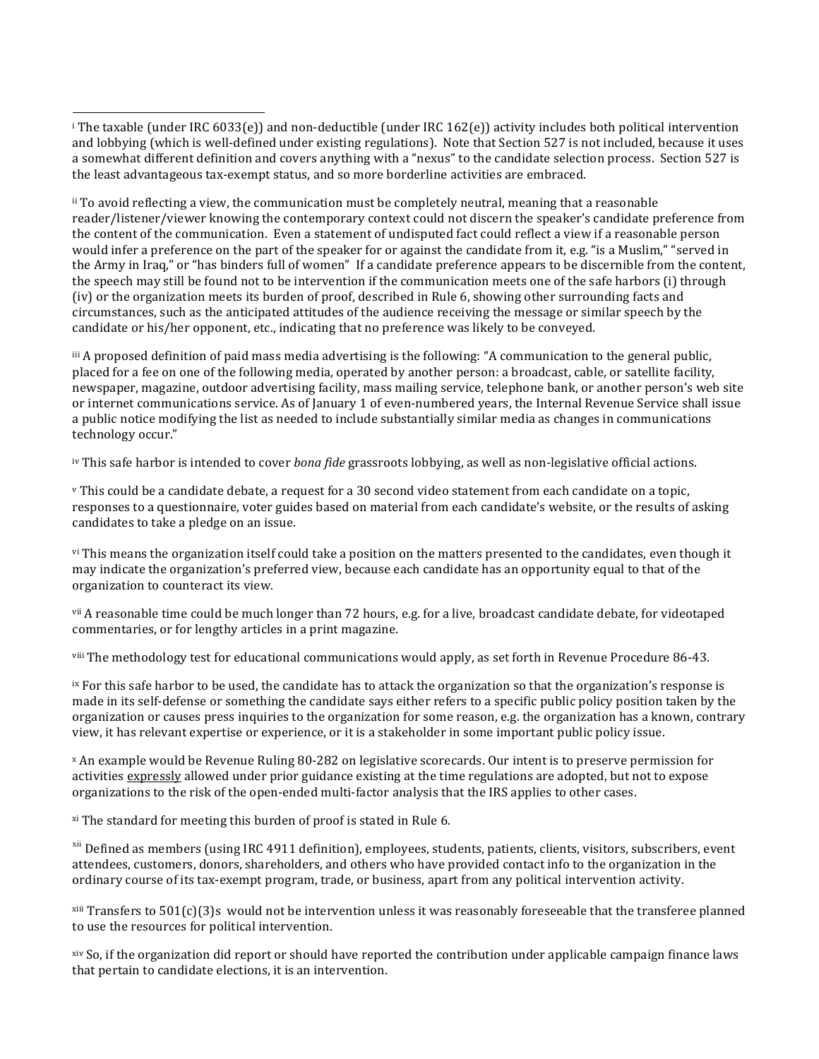[i] The taxable (under IRC 6033(e)) and non-deductible (under IRC 162(e)) activity includes both political intervention and lobbying (which is well-defined under existing regulations). Note that Section 527 is not included, because it uses a somewhat different definition and covers anything with a "nexus" to the candidate selection process. Section 527 is the least advantageous tax-exempt status, and so more borderline activities are embraced.

[ii] To avoid reflecting a view, the communication must be completely neutral, meaning that a reasonable reader/listener/viewer knowing the contemporary context could not discern the speaker's candidate preference from the content of the communication. Even a statement of undisputed fact could reflect a view if a reasonable person would infer a preference on the part of the speaker for or against the candidate from it, e.g. "is a Muslim," "served in the Army in Iraq," or "has binders full of women" If a candidate preference appears to be discernible from the content, the speech may still be found not to be intervention if the communication meets one of the safe harbors (i) through (iv) or the organization meets its burden of proof, described in Rule 6, showing other surrounding facts and circumstances, such as the anticipated attitudes of the audience receiving the message or similar speech by the candidate or his/her opponent, etc., indicating that no preference was likely to be conveyed.

[iii] A proposed definition of paid mass media advertising is the following: "A communication to the general public, placed for a fee on one of the following media, operated by another person: a broadcast, cable, or satellite facility, newspaper, magazine, outdoor advertising facility, mass mailing service, telephone bank, or another person's web site or internet communications service. As of January 1 of even-numbered years, the Internal Revenue Service shall issue a public notice modifying the list as needed to include substantially similar media as changes in communications technology occur."

[iv] This safe harbor is intended to cover *bona fide* grassroots lobbying, as well as non-legislative official actions.

[v] This could be a candidate debate, a request for a 30 second video statement from each candidate on a topic, responses to a questionnaire, voter guides based on material from each candidate's website, or the results of asking candidates to take a pledge on an issue.

[vi] This means the organization itself could take a position on the matters presented to the candidates, even though it may indicate the organization's preferred view, because each candidate has an opportunity equal to that of the organization to counteract its view.

[vii] A reasonable time could be much longer than 72 hours, e.g. for a live, broadcast candidate debate, for videotaped commentaries, or for lengthy articles in a print magazine.

[viii] The methodology test for educational communications would apply, as set forth in Revenue Procedure 86-43.

[ix] For this safe harbor to be used, the candidate has to attack the organization so that the organization's response is made in its self-defense or something the candidate says either refers to a specific public policy position taken by the organization or causes press inquiries to the organization for some reason, e.g. the organization has a known, contrary view, it has relevant expertise or experience, or it is a stakeholder in some important public policy issue.

[x] An example would be Revenue Ruling 80-282 on legislative scorecards. Our intent is to preserve permission for activities <u>expressly</u> allowed under prior guidance existing at the time regulations are adopted, but not to expose organizations to the risk of the open-ended multi-factor analysis that the IRS applies to other cases.

[xi] The standard for meeting this burden of proof is stated in Rule 6.

[xii] Defined as members (using IRC 4911 definition), employees, students, patients, clients, visitors, subscribers, event attendees, customers, donors, shareholders, and others who have provided contact info to the organization in the ordinary course of its tax-exempt program, trade, or business, apart from any political intervention activity.

[xiii] Transfers to 501(c)(3)s would not be intervention unless it was reasonably foreseeable that the transferee planned to use the resources for political intervention.

[xiv] So, if the organization did report or should have reported the contribution under applicable campaign finance laws that pertain to candidate elections, it is an intervention.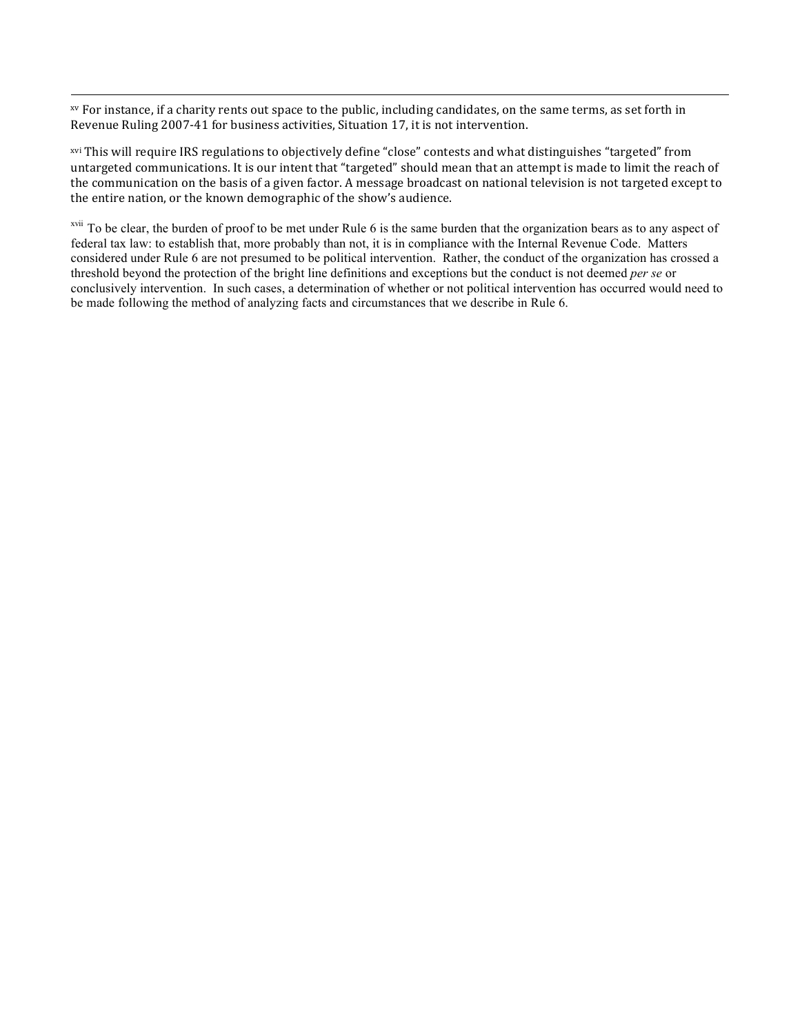[xv] For instance, if a charity rents out space to the public, including candidates, on the same terms, as set forth in Revenue Ruling 2007-41 for business activities, Situation 17, it is not intervention.

[xvi] This will require IRS regulations to objectively define "close" contests and what distinguishes "targeted" from untargeted communications. It is our intent that "targeted" should mean that an attempt is made to limit the reach of the communication on the basis of a given factor. A message broadcast on national television is not targeted except to the entire nation, or the known demographic of the show's audience.

[xvii] To be clear, the burden of proof to be met under Rule 6 is the same burden that the organization bears as to any aspect of federal tax law: to establish that, more probably than not, it is in compliance with the Internal Revenue Code. Matters considered under Rule 6 are not presumed to be political intervention. Rather, the conduct of the organization has crossed a threshold beyond the protection of the bright line definitions and exceptions but the conduct is not deemed *per se* or conclusively intervention. In such cases, a determination of whether or not political intervention has occurred would need to be made following the method of analyzing facts and circumstances that we describe in Rule 6.